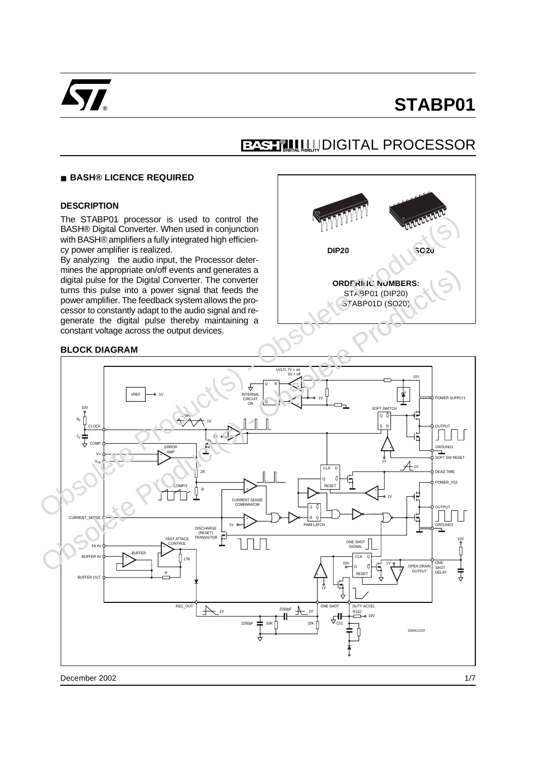# STABP01

## BASH® DIGITAL PROCESSOR

- **BASH® LICENCE REQUIRED**

### DESCRIPTION

The STABP01 processor is used to control the BASH® Digital Converter. When used in conjunction with BASH® amplifiers a fully integrated high efficiency power amplifier is realized.

By analyzing the audio input, the Processor determines the appropriate on/off events and generates a digital pulse for the Digital Converter. The converter turns this pulse into a power signal that feeds the power amplifier. The feedback system allows the processor to constantly adapt to the audio signal and regenerate the digital pulse thereby maintaining a constant voltage across the output devices.

DIP20 SO20

**ORDERING NUMBERS:**
STABP01 (DIP20)
STABP01D (SO20)

### BLOCK DIAGRAM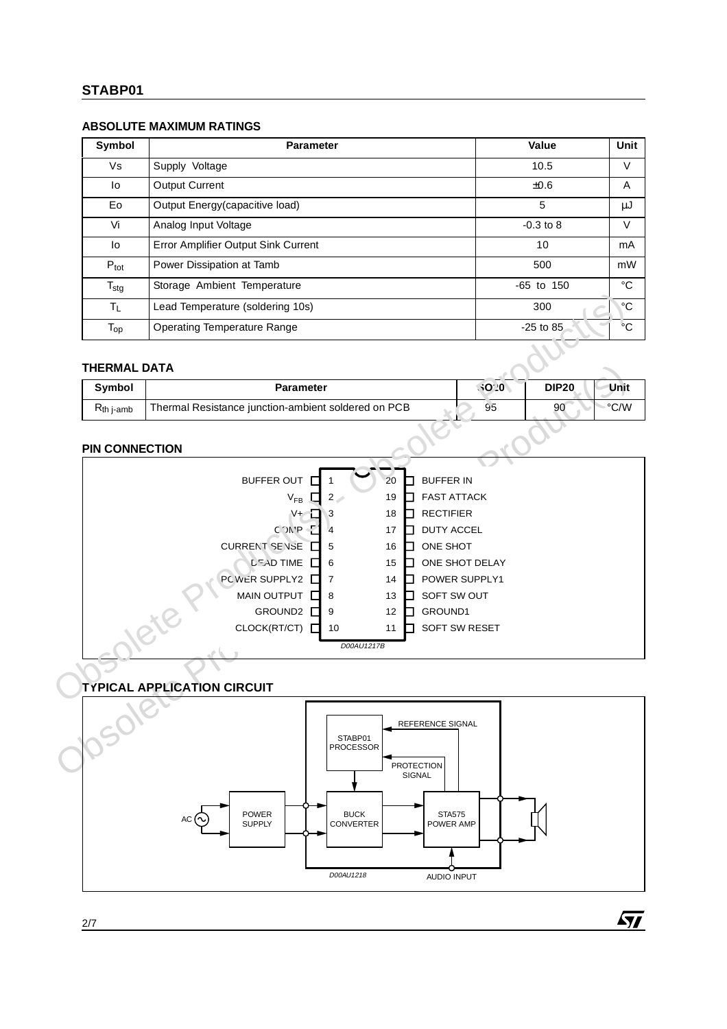## ABSOLUTE MAXIMUM RATINGS

| Symbol | Parameter | Value | Unit |
|---|---|---|---|
| Vs | Supply Voltage | 10.5 | V |
| Io | Output Current | ±0.6 | A |
| Eo | Output Energy(capacitive load) | 5 | µJ |
| Vi | Analog Input Voltage | -0.3 to 8 | V |
| Io | Error Amplifier Output Sink Current | 10 | mA |
| $P_{tot}$ | Power Dissipation at Tamb | 500 | mW |
| $T_{stg}$ | Storage Ambient Temperature | -65 to 150 | °C |
| $T_L$ | Lead Temperature (soldering 10s) | 300 | °C |
| $T_{op}$ | Operating Temperature Range | -25 to 85 | °C |

## THERMAL DATA

| Symbol | Parameter | SO20 | DIP20 | Unit |
|---|---|---|---|---|
| $R_{th\ j\text{-}amb}$ | Thermal Resistance junction-ambient soldered on PCB | 95 | 90 | °C/W |

## PIN CONNECTION

| Pin | Name | Pin | Name |
|---|---|---|---|
| 1 | BUFFER OUT | 20 | BUFFER IN |
| 2 | $V_{FB}$ | 19 | FAST ATTACK |
| 3 | V+ | 18 | RECTIFIER |
| 4 | COMP | 17 | DUTY ACCEL |
| 5 | CURRENT SENSE | 16 | ONE SHOT |
| 6 | DEAD TIME | 15 | ONE SHOT DELAY |
| 7 | POWER SUPPLY2 | 14 | POWER SUPPLY1 |
| 8 | MAIN OUTPUT | 13 | SOFT SW OUT |
| 9 | GROUND2 | 12 | GROUND1 |
| 10 | CLOCK(RT/CT) | 11 | SOFT SW RESET |

D00AU1217B

## TYPICAL APPLICATION CIRCUIT

AC — POWER SUPPLY — BUCK CONVERTER — STA575 POWER AMP; STABP01 PROCESSOR; REFERENCE SIGNAL; PROTECTION SIGNAL; AUDIO INPUT

D00AU1218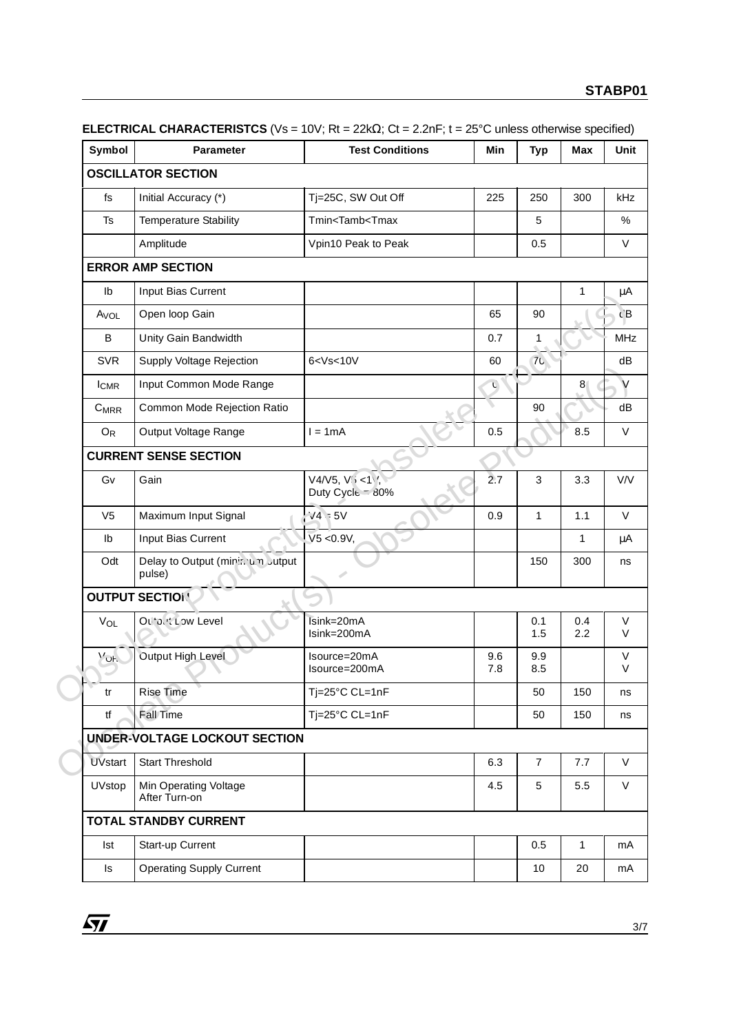**ELECTRICAL CHARACTERISTCS** (Vs = 10V; Rt = 22kΩ; Ct = 2.2nF; t = 25°C unless otherwise specified)

| Symbol | Parameter | Test Conditions | Min | Typ | Max | Unit |
|---|---|---|---|---|---|---|
| **OSCILLATOR SECTION** | | | | | | |
| fs | Initial Accuracy (*) | Tj=25C, SW Out Off | 225 | 250 | 300 | kHz |
| Ts | Temperature Stability | Tmin<Tamb<Tmax | | 5 | | % |
| | Amplitude | Vpin10 Peak to Peak | | 0.5 | | V |
| **ERROR AMP SECTION** | | | | | | |
| Ib | Input Bias Current | | | | 1 | µA |
| $A_{VOL}$ | Open loop Gain | | 65 | 90 | | dB |
| B | Unity Gain Bandwidth | | 0.7 | 1 | | MHz |
| SVR | Supply Voltage Rejection | 6<Vs<10V | 60 | 70 | | dB |
| $I_{CMR}$ | Input Common Mode Range | | 0 | | 8 | V |
| $C_{MRR}$ | Common Mode Rejection Ratio | | | 90 | | dB |
| $O_R$ | Output Voltage Range | I = 1mA | 0.5 | | 8.5 | V |
| **CURRENT SENSE SECTION** | | | | | | |
| Gv | Gain | V4/V5, V5 <1V, Duty Cycle = 80% | 2.7 | 3 | 3.3 | V/V |
| V5 | Maximum Input Signal | V4 = 5V | 0.9 | 1 | 1.1 | V |
| Ib | Input Bias Current | V5 <0.9V, | | | 1 | µA |
| Odt | Delay to Output (minimum output pulse) | | | 150 | 300 | ns |
| **OUTPUT SECTION** | | | | | | |
| $V_{OL}$ | Output Low Level | Isink=20mA<br>Isink=200mA | | 0.1<br>1.5 | 0.4<br>2.2 | V<br>V |
| $V_{OH}$ | Output High Level | Isource=20mA<br>Isource=200mA | 9.6<br>7.8 | 9.9<br>8.5 | | V<br>V |
| tr | Rise Time | Tj=25°C CL=1nF | | 50 | 150 | ns |
| tf | Fall Time | Tj=25°C CL=1nF | | 50 | 150 | ns |
| **UNDER-VOLTAGE LOCKOUT SECTION** | | | | | | |
| UVstart | Start Threshold | | 6.3 | 7 | 7.7 | V |
| UVstop | Min Operating Voltage After Turn-on | | 4.5 | 5 | 5.5 | V |
| **TOTAL STANDBY CURRENT** | | | | | | |
| Ist | Start-up Current | | | 0.5 | 1 | mA |
| Is | Operating Supply Current | | | 10 | 20 | mA |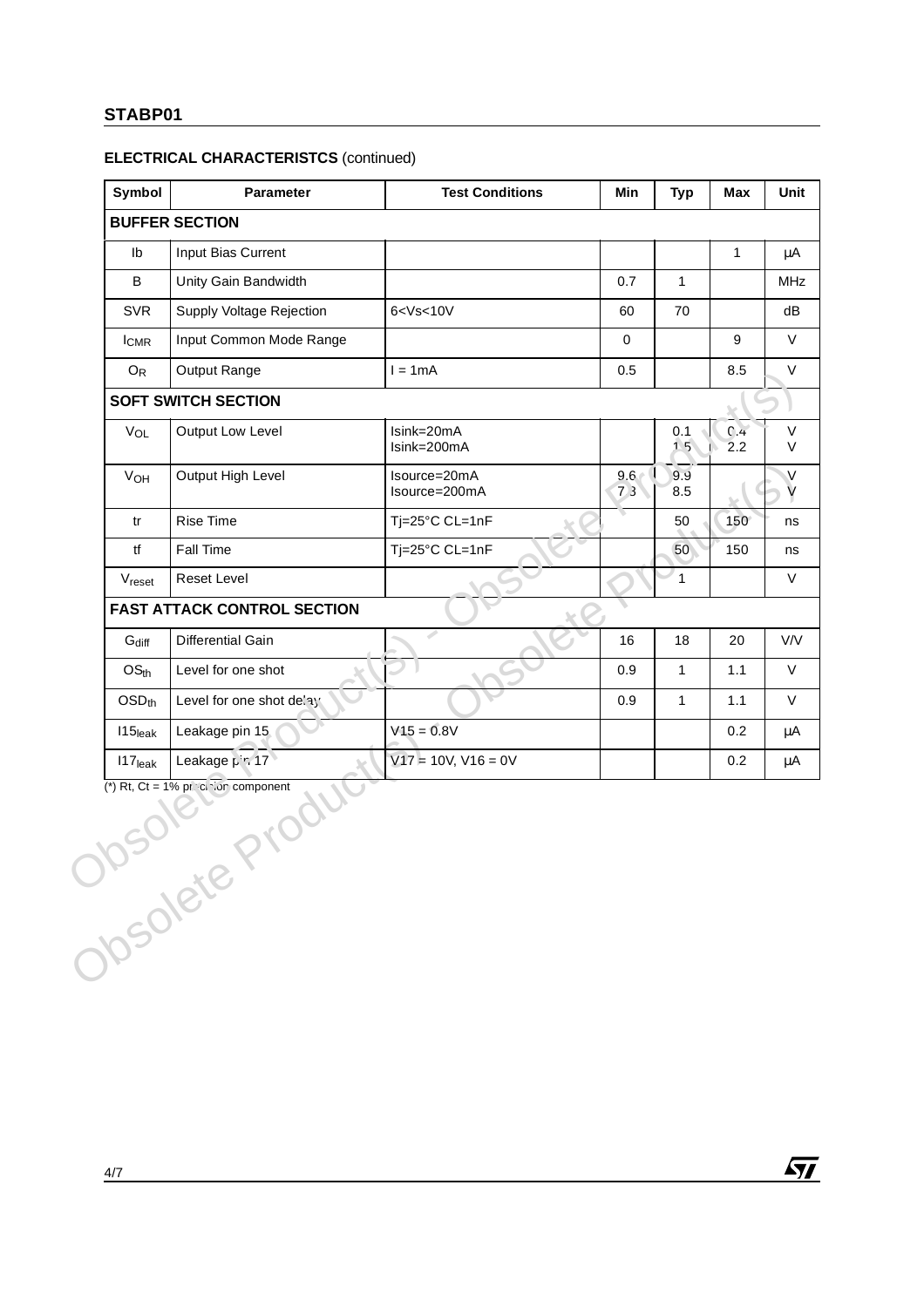## ELECTRICAL CHARACTERISTCS (continued)

| Symbol | Parameter | Test Conditions | Min | Typ | Max | Unit |
|---|---|---|---|---|---|---|
| **BUFFER SECTION** | | | | | | |
| Ib | Input Bias Current | | | | 1 | µA |
| B | Unity Gain Bandwidth | | 0.7 | 1 | | MHz |
| SVR | Supply Voltage Rejection | 6<Vs<10V | 60 | 70 | | dB |
| $I_{CMR}$ | Input Common Mode Range | | 0 | | 9 | V |
| $O_R$ | Output Range | I = 1mA | 0.5 | | 8.5 | V |
| **SOFT SWITCH SECTION** | | | | | | |
| $V_{OL}$ | Output Low Level | Isink=20mA<br>Isink=200mA | | 0.1<br>1.5 | 0.4<br>2.2 | V<br>V |
| $V_{OH}$ | Output High Level | Isource=20mA<br>Isource=200mA | 9.6<br>7.3 | 9.9<br>8.5 | | V<br>V |
| tr | Rise Time | Tj=25°C CL=1nF | | 50 | 150 | ns |
| tf | Fall Time | Tj=25°C CL=1nF | | 50 | 150 | ns |
| $V_{reset}$ | Reset Level | | | 1 | | V |
| **FAST ATTACK CONTROL SECTION** | | | | | | |
| $G_{diff}$ | Differential Gain | | 16 | 18 | 20 | V/V |
| $OS_{th}$ | Level for one shot | | 0.9 | 1 | 1.1 | V |
| $OSD_{th}$ | Level for one shot delay | | 0.9 | 1 | 1.1 | V |
| $I15_{leak}$ | Leakage pin 15 | V15 = 0.8V | | | 0.2 | µA |
| $I17_{leak}$ | Leakage pin 17 | V17 = 10V, V16 = 0V | | | 0.2 | µA |

(*) Rt, Ct = 1% precision component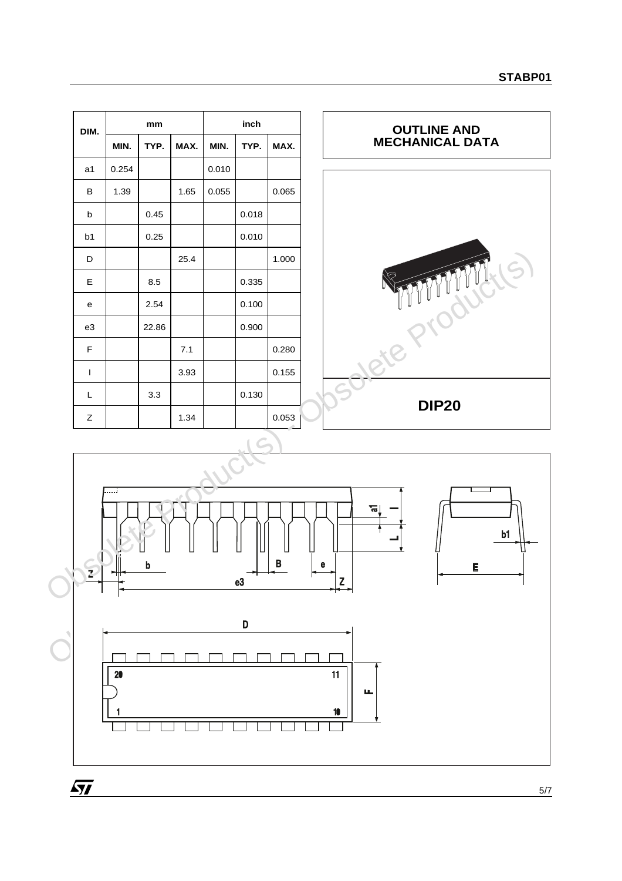| DIM. | mm | | | inch | | |
|---|---|---|---|---|---|---|
| | MIN. | TYP. | MAX. | MIN. | TYP. | MAX. |
| a1 | 0.254 | | | 0.010 | | |
| B | 1.39 | | 1.65 | 0.055 | | 0.065 |
| b | | 0.45 | | | 0.018 | |
| b1 | | 0.25 | | | 0.010 | |
| D | | | 25.4 | | | 1.000 |
| E | | 8.5 | | | 0.335 | |
| e | | 2.54 | | | 0.100 | |
| e3 | | 22.86 | | | 0.900 | |
| F | | | 7.1 | | | 0.280 |
| I | | | 3.93 | | | 0.155 |
| L | | 3.3 | | | 0.130 | |
| Z | | | 1.34 | | | 0.053 |

## OUTLINE AND MECHANICAL DATA

**DIP20**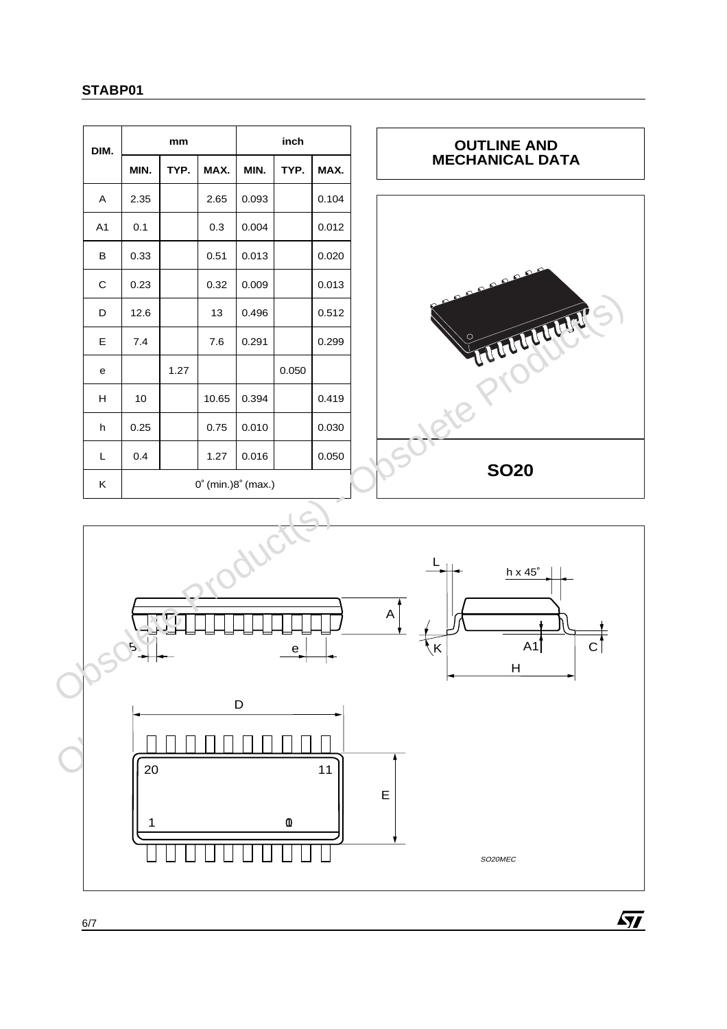## OUTLINE AND MECHANICAL DATA

| DIM. | mm | | | inch | | |
|---|---|---|---|---|---|---|
| | MIN. | TYP. | MAX. | MIN. | TYP. | MAX. |
| A | 2.35 | | 2.65 | 0.093 | | 0.104 |
| A1 | 0.1 | | 0.3 | 0.004 | | 0.012 |
| B | 0.33 | | 0.51 | 0.013 | | 0.020 |
| C | 0.23 | | 0.32 | 0.009 | | 0.013 |
| D | 12.6 | | 13 | 0.496 | | 0.512 |
| E | 7.4 | | 7.6 | 0.291 | | 0.299 |
| e | | 1.27 | | | 0.050 | |
| H | 10 | | 10.65 | 0.394 | | 0.419 |
| h | 0.25 | | 0.75 | 0.010 | | 0.030 |
| L | 0.4 | | 1.27 | 0.016 | | 0.050 |
| K | 0° (min.)8° (max.) | | | | | |

**SO20**

SO20MEC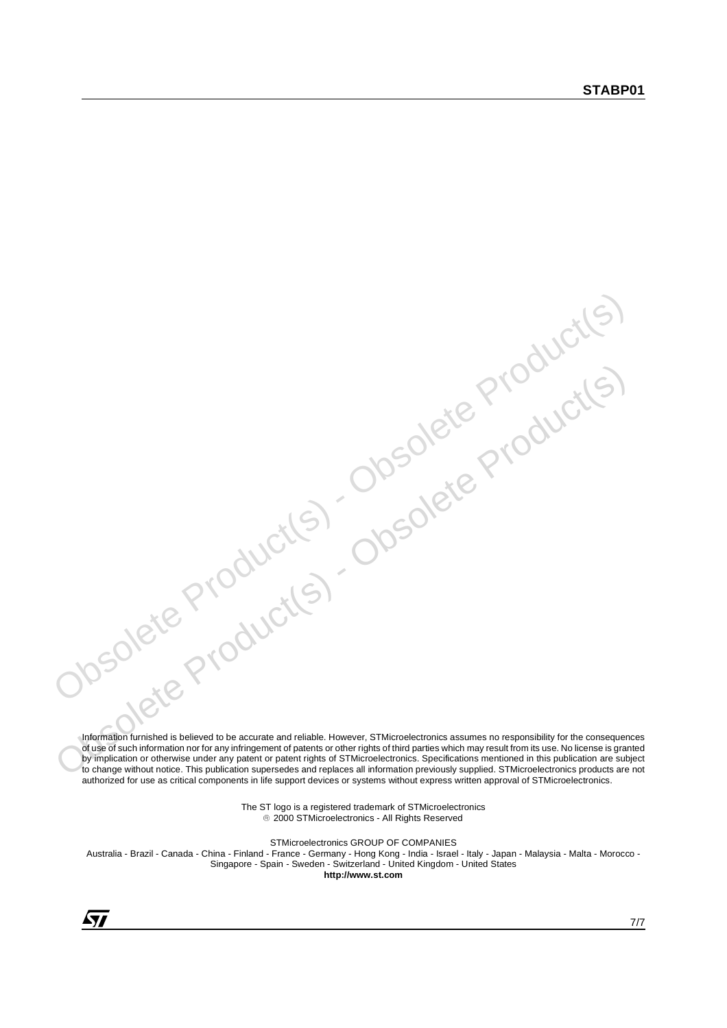Information furnished is believed to be accurate and reliable. However, STMicroelectronics assumes no responsibility for the consequences of use of such information nor for any infringement of patents or other rights of third parties which may result from its use. No license is granted by implication or otherwise under any patent or patent rights of STMicroelectronics. Specifications mentioned in this publication are subject to change without notice. This publication supersedes and replaces all information previously supplied. STMicroelectronics products are not authorized for use as critical components in life support devices or systems without express written approval of STMicroelectronics.

The ST logo is a registered trademark of STMicroelectronics
® 2000 STMicroelectronics - All Rights Reserved

STMicroelectronics GROUP OF COMPANIES
Australia - Brazil - Canada - China - Finland - France - Germany - Hong Kong - India - Israel - Italy - Japan - Malaysia - Malta - Morocco - Singapore - Spain - Sweden - Switzerland - United Kingdom - United States
**http://www.st.com**